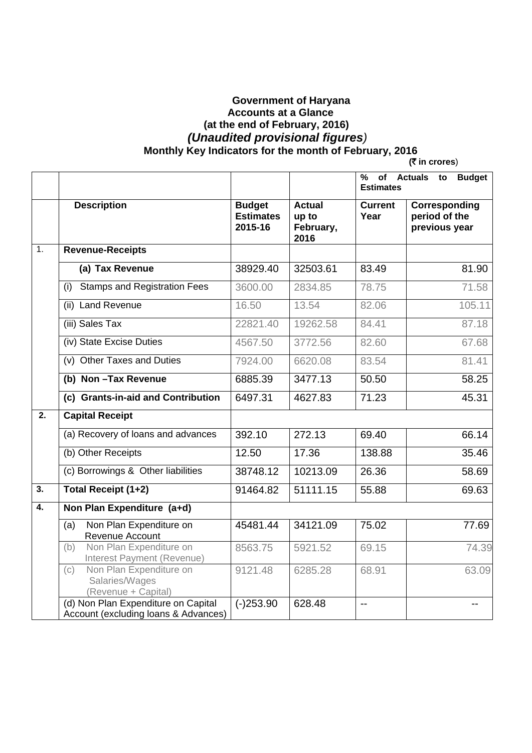**Government of Haryana**
**Accounts at a Glance**
**(at the end of February, 2016)**
***(Unaudited provisional figures)***
**Monthly Key Indicators for the month of February, 2016**

**(₹ in crores)**

| | | | | % of Actuals to Budget Estimates | |
|---|---|---|---|---|---|
| | **Description** | **Budget Estimates 2015-16** | **Actual up to February, 2016** | **Current Year** | **Corresponding period of the previous year** |
| 1. | **Revenue-Receipts** | | | | |
| | **(a) Tax Revenue** | 38929.40 | 32503.61 | 83.49 | 81.90 |
| | (i) Stamps and Registration Fees | 3600.00 | 2834.85 | 78.75 | 71.58 |
| | (ii) Land Revenue | 16.50 | 13.54 | 82.06 | 105.11 |
| | (iii) Sales Tax | 22821.40 | 19262.58 | 84.41 | 87.18 |
| | (iv) State Excise Duties | 4567.50 | 3772.56 | 82.60 | 67.68 |
| | (v) Other Taxes and Duties | 7924.00 | 6620.08 | 83.54 | 81.41 |
| | **(b) Non –Tax Revenue** | 6885.39 | 3477.13 | 50.50 | 58.25 |
| | **(c) Grants-in-aid and Contribution** | 6497.31 | 4627.83 | 71.23 | 45.31 |
| **2.** | **Capital Receipt** | | | | |
| | (a) Recovery of loans and advances | 392.10 | 272.13 | 69.40 | 66.14 |
| | (b) Other Receipts | 12.50 | 17.36 | 138.88 | 35.46 |
| | (c) Borrowings & Other liabilities | 38748.12 | 10213.09 | 26.36 | 58.69 |
| **3.** | **Total Receipt (1+2)** | 91464.82 | 51111.15 | 55.88 | 69.63 |
| **4.** | **Non Plan Expenditure (a+d)** | | | | |
| | (a) Non Plan Expenditure on Revenue Account | 45481.44 | 34121.09 | 75.02 | 77.69 |
| | (b) Non Plan Expenditure on Interest Payment (Revenue) | 8563.75 | 5921.52 | 69.15 | 74.39 |
| | (c) Non Plan Expenditure on Salaries/Wages (Revenue + Capital) | 9121.48 | 6285.28 | 68.91 | 63.09 |
| | (d) Non Plan Expenditure on Capital Account (excluding loans & Advances) | (-)253.90 | 628.48 | -- | -- |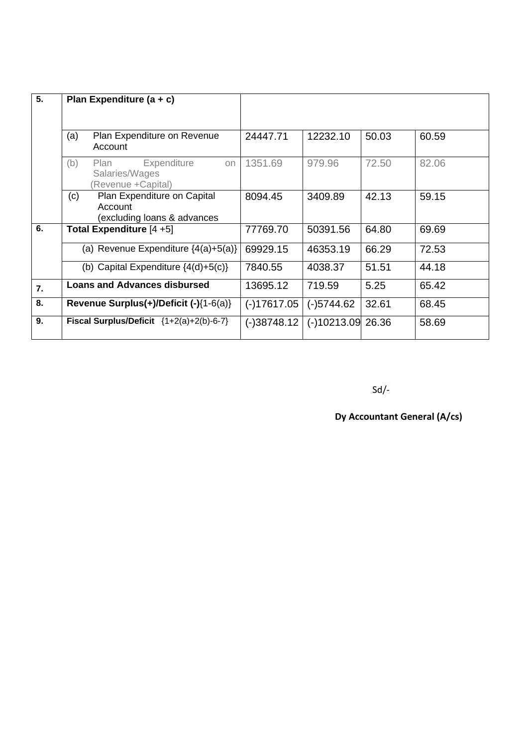| | | | | | |
|---|---|---|---|---|---|
| 5. | **Plan Expenditure (a + c)** | | | | |
| | (a) Plan Expenditure on Revenue Account | 24447.71 | 12232.10 | 50.03 | 60.59 |
| | (b) Plan Expenditure on Salaries/Wages (Revenue +Capital) | 1351.69 | 979.96 | 72.50 | 82.06 |
| | (c) Plan Expenditure on Capital Account (excluding loans & advances | 8094.45 | 3409.89 | 42.13 | 59.15 |
| 6. | **Total Expenditure** [4 +5] | 77769.70 | 50391.56 | 64.80 | 69.69 |
| | (a) Revenue Expenditure {4(a)+5(a)} | 69929.15 | 46353.19 | 66.29 | 72.53 |
| | (b) Capital Expenditure {4(d)+5(c)} | 7840.55 | 4038.37 | 51.51 | 44.18 |
| 7. | **Loans and Advances disbursed** | 13695.12 | 719.59 | 5.25 | 65.42 |
| 8. | **Revenue Surplus(+)/Deficit (-)**{1-6(a)} | (-)17617.05 | (-)5744.62 | 32.61 | 68.45 |
| 9. | **Fiscal Surplus/Deficit** {1+2(a)+2(b)-6-7} | (-)38748.12 | (-)10213.09 | 26.36 | 58.69 |

Sd/-

**Dy Accountant General (A/cs)**